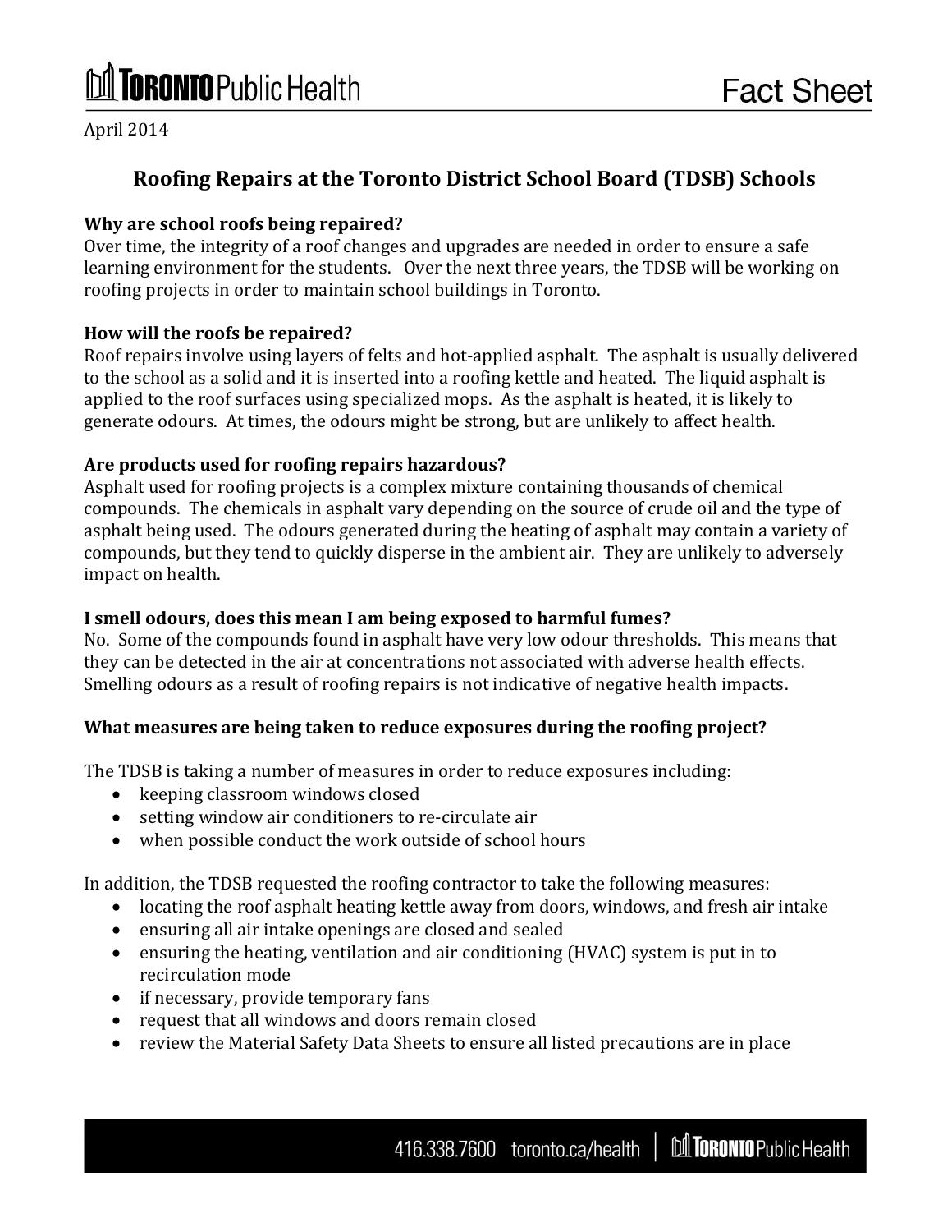Toronto Public Health

Fact Sheet

April 2014

# Roofing Repairs at the Toronto District School Board (TDSB) Schools

**Why are school roofs being repaired?**

Over time, the integrity of a roof changes and upgrades are needed in order to ensure a safe learning environment for the students. Over the next three years, the TDSB will be working on roofing projects in order to maintain school buildings in Toronto.

**How will the roofs be repaired?**

Roof repairs involve using layers of felts and hot-applied asphalt. The asphalt is usually delivered to the school as a solid and it is inserted into a roofing kettle and heated. The liquid asphalt is applied to the roof surfaces using specialized mops. As the asphalt is heated, it is likely to generate odours. At times, the odours might be strong, but are unlikely to affect health.

**Are products used for roofing repairs hazardous?**

Asphalt used for roofing projects is a complex mixture containing thousands of chemical compounds. The chemicals in asphalt vary depending on the source of crude oil and the type of asphalt being used. The odours generated during the heating of asphalt may contain a variety of compounds, but they tend to quickly disperse in the ambient air. They are unlikely to adversely impact on health.

**I smell odours, does this mean I am being exposed to harmful fumes?**

No. Some of the compounds found in asphalt have very low odour thresholds. This means that they can be detected in the air at concentrations not associated with adverse health effects. Smelling odours as a result of roofing repairs is not indicative of negative health impacts.

**What measures are being taken to reduce exposures during the roofing project?**

The TDSB is taking a number of measures in order to reduce exposures including:

- keeping classroom windows closed
- setting window air conditioners to re-circulate air
- when possible conduct the work outside of school hours

In addition, the TDSB requested the roofing contractor to take the following measures:

- locating the roof asphalt heating kettle away from doors, windows, and fresh air intake
- ensuring all air intake openings are closed and sealed
- ensuring the heating, ventilation and air conditioning (HVAC) system is put in to recirculation mode
- if necessary, provide temporary fans
- request that all windows and doors remain closed
- review the Material Safety Data Sheets to ensure all listed precautions are in place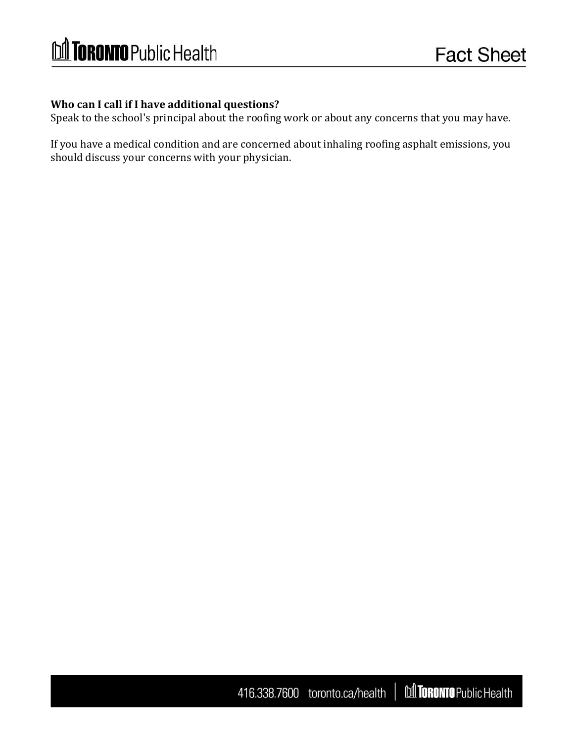**Who can I call if I have additional questions?**
Speak to the school's principal about the roofing work or about any concerns that you may have.

If you have a medical condition and are concerned about inhaling roofing asphalt emissions, you should discuss your concerns with your physician.